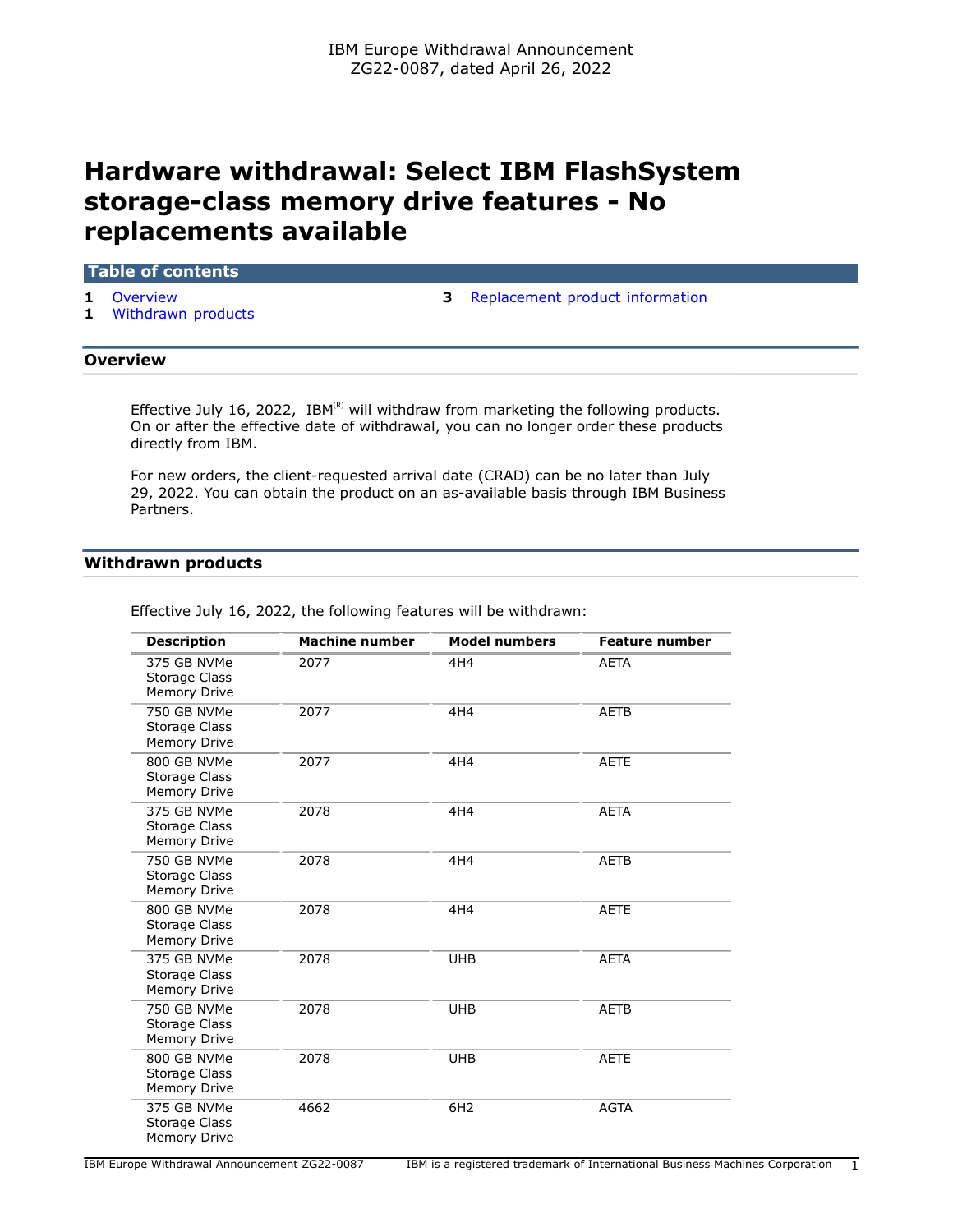IBM Europe Withdrawal Announcement
ZG22-0087, dated April 26, 2022

# Hardware withdrawal: Select IBM FlashSystem storage-class memory drive features - No replacements available

**Table of contents**

- **1** Overview
- **1** Withdrawn products
- **3** Replacement product information

## Overview

Effective July 16, 2022, IBM(R) will withdraw from marketing the following products. On or after the effective date of withdrawal, you can no longer order these products directly from IBM.

For new orders, the client-requested arrival date (CRAD) can be no later than July 29, 2022. You can obtain the product on an as-available basis through IBM Business Partners.

## Withdrawn products

Effective July 16, 2022, the following features will be withdrawn:

| Description | Machine number | Model numbers | Feature number |
|---|---|---|---|
| 375 GB NVMe Storage Class Memory Drive | 2077 | 4H4 | AETA |
| 750 GB NVMe Storage Class Memory Drive | 2077 | 4H4 | AETB |
| 800 GB NVMe Storage Class Memory Drive | 2077 | 4H4 | AETE |
| 375 GB NVMe Storage Class Memory Drive | 2078 | 4H4 | AETA |
| 750 GB NVMe Storage Class Memory Drive | 2078 | 4H4 | AETB |
| 800 GB NVMe Storage Class Memory Drive | 2078 | 4H4 | AETE |
| 375 GB NVMe Storage Class Memory Drive | 2078 | UHB | AETA |
| 750 GB NVMe Storage Class Memory Drive | 2078 | UHB | AETB |
| 800 GB NVMe Storage Class Memory Drive | 2078 | UHB | AETE |
| 375 GB NVMe Storage Class Memory Drive | 4662 | 6H2 | AGTA |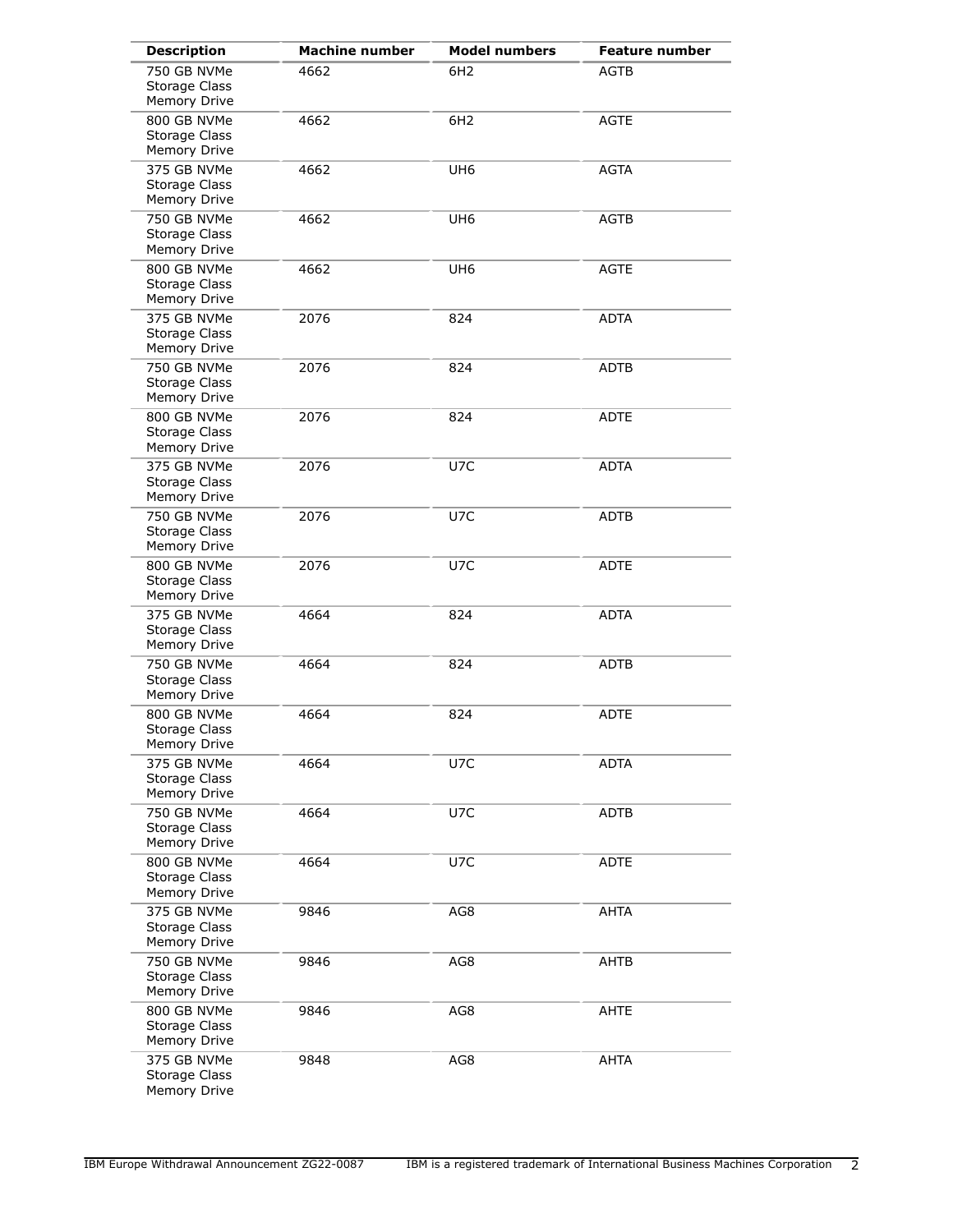| Description | Machine number | Model numbers | Feature number |
|---|---|---|---|
| 750 GB NVMe Storage Class Memory Drive | 4662 | 6H2 | AGTB |
| 800 GB NVMe Storage Class Memory Drive | 4662 | 6H2 | AGTE |
| 375 GB NVMe Storage Class Memory Drive | 4662 | UH6 | AGTA |
| 750 GB NVMe Storage Class Memory Drive | 4662 | UH6 | AGTB |
| 800 GB NVMe Storage Class Memory Drive | 4662 | UH6 | AGTE |
| 375 GB NVMe Storage Class Memory Drive | 2076 | 824 | ADTA |
| 750 GB NVMe Storage Class Memory Drive | 2076 | 824 | ADTB |
| 800 GB NVMe Storage Class Memory Drive | 2076 | 824 | ADTE |
| 375 GB NVMe Storage Class Memory Drive | 2076 | U7C | ADTA |
| 750 GB NVMe Storage Class Memory Drive | 2076 | U7C | ADTB |
| 800 GB NVMe Storage Class Memory Drive | 2076 | U7C | ADTE |
| 375 GB NVMe Storage Class Memory Drive | 4664 | 824 | ADTA |
| 750 GB NVMe Storage Class Memory Drive | 4664 | 824 | ADTB |
| 800 GB NVMe Storage Class Memory Drive | 4664 | 824 | ADTE |
| 375 GB NVMe Storage Class Memory Drive | 4664 | U7C | ADTA |
| 750 GB NVMe Storage Class Memory Drive | 4664 | U7C | ADTB |
| 800 GB NVMe Storage Class Memory Drive | 4664 | U7C | ADTE |
| 375 GB NVMe Storage Class Memory Drive | 9846 | AG8 | AHTA |
| 750 GB NVMe Storage Class Memory Drive | 9846 | AG8 | AHTB |
| 800 GB NVMe Storage Class Memory Drive | 9846 | AG8 | AHTE |
| 375 GB NVMe Storage Class Memory Drive | 9848 | AG8 | AHTA |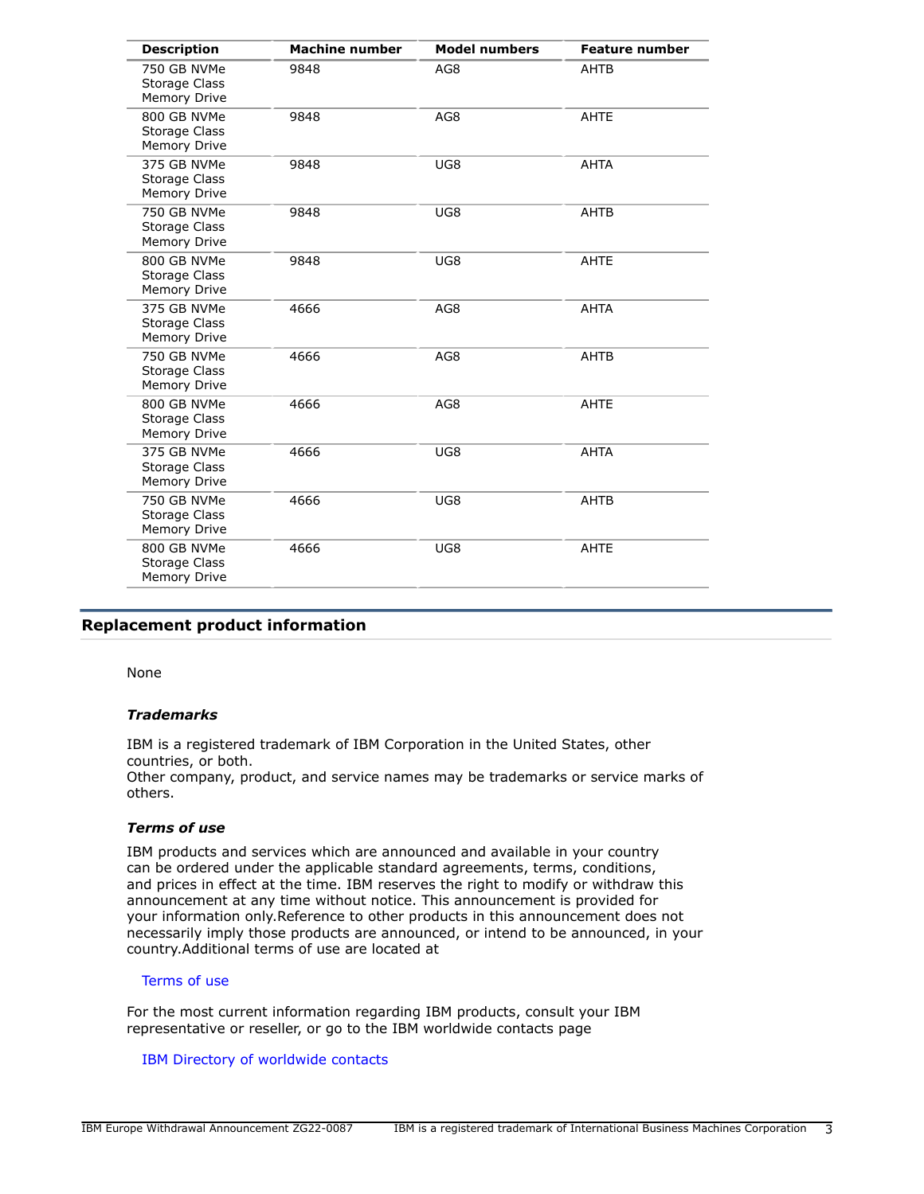| Description | Machine number | Model numbers | Feature number |
| --- | --- | --- | --- |
| 750 GB NVMe Storage Class Memory Drive | 9848 | AG8 | AHTB |
| 800 GB NVMe Storage Class Memory Drive | 9848 | AG8 | AHTE |
| 375 GB NVMe Storage Class Memory Drive | 9848 | UG8 | AHTA |
| 750 GB NVMe Storage Class Memory Drive | 9848 | UG8 | AHTB |
| 800 GB NVMe Storage Class Memory Drive | 9848 | UG8 | AHTE |
| 375 GB NVMe Storage Class Memory Drive | 4666 | AG8 | AHTA |
| 750 GB NVMe Storage Class Memory Drive | 4666 | AG8 | AHTB |
| 800 GB NVMe Storage Class Memory Drive | 4666 | AG8 | AHTE |
| 375 GB NVMe Storage Class Memory Drive | 4666 | UG8 | AHTA |
| 750 GB NVMe Storage Class Memory Drive | 4666 | UG8 | AHTB |
| 800 GB NVMe Storage Class Memory Drive | 4666 | UG8 | AHTE |

## Replacement product information

None

### *Trademarks*

IBM is a registered trademark of IBM Corporation in the United States, other countries, or both.
Other company, product, and service names may be trademarks or service marks of others.

### *Terms of use*

IBM products and services which are announced and available in your country can be ordered under the applicable standard agreements, terms, conditions, and prices in effect at the time. IBM reserves the right to modify or withdraw this announcement at any time without notice. This announcement is provided for your information only.Reference to other products in this announcement does not necessarily imply those products are announced, or intend to be announced, in your country.Additional terms of use are located at

Terms of use

For the most current information regarding IBM products, consult your IBM representative or reseller, or go to the IBM worldwide contacts page

IBM Directory of worldwide contacts